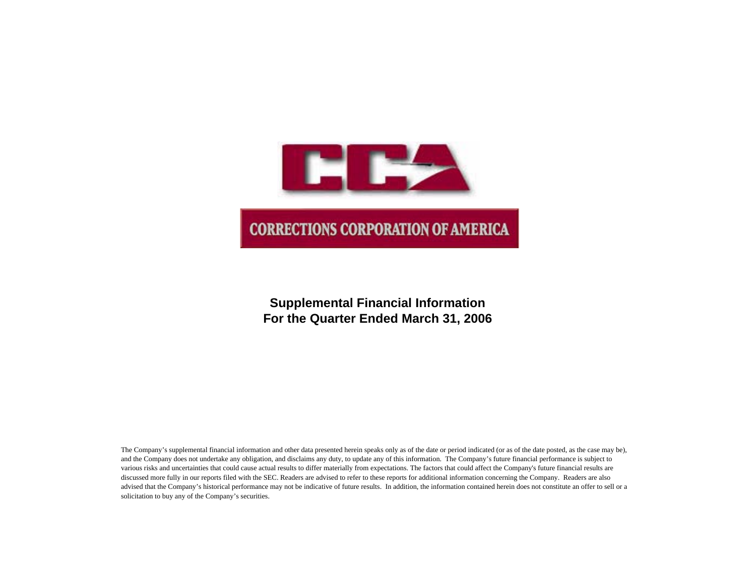CCA

CORRECTIONS CORPORATION OF AMERICA

# Supplemental Financial Information
# For the Quarter Ended March 31, 2006

The Company's supplemental financial information and other data presented herein speaks only as of the date or period indicated (or as of the date posted, as the case may be), and the Company does not undertake any obligation, and disclaims any duty, to update any of this information. The Company's future financial performance is subject to various risks and uncertainties that could cause actual results to differ materially from expectations. The factors that could affect the Company's future financial results are discussed more fully in our reports filed with the SEC. Readers are advised to refer to these reports for additional information concerning the Company. Readers are also advised that the Company's historical performance may not be indicative of future results. In addition, the information contained herein does not constitute an offer to sell or a solicitation to buy any of the Company's securities.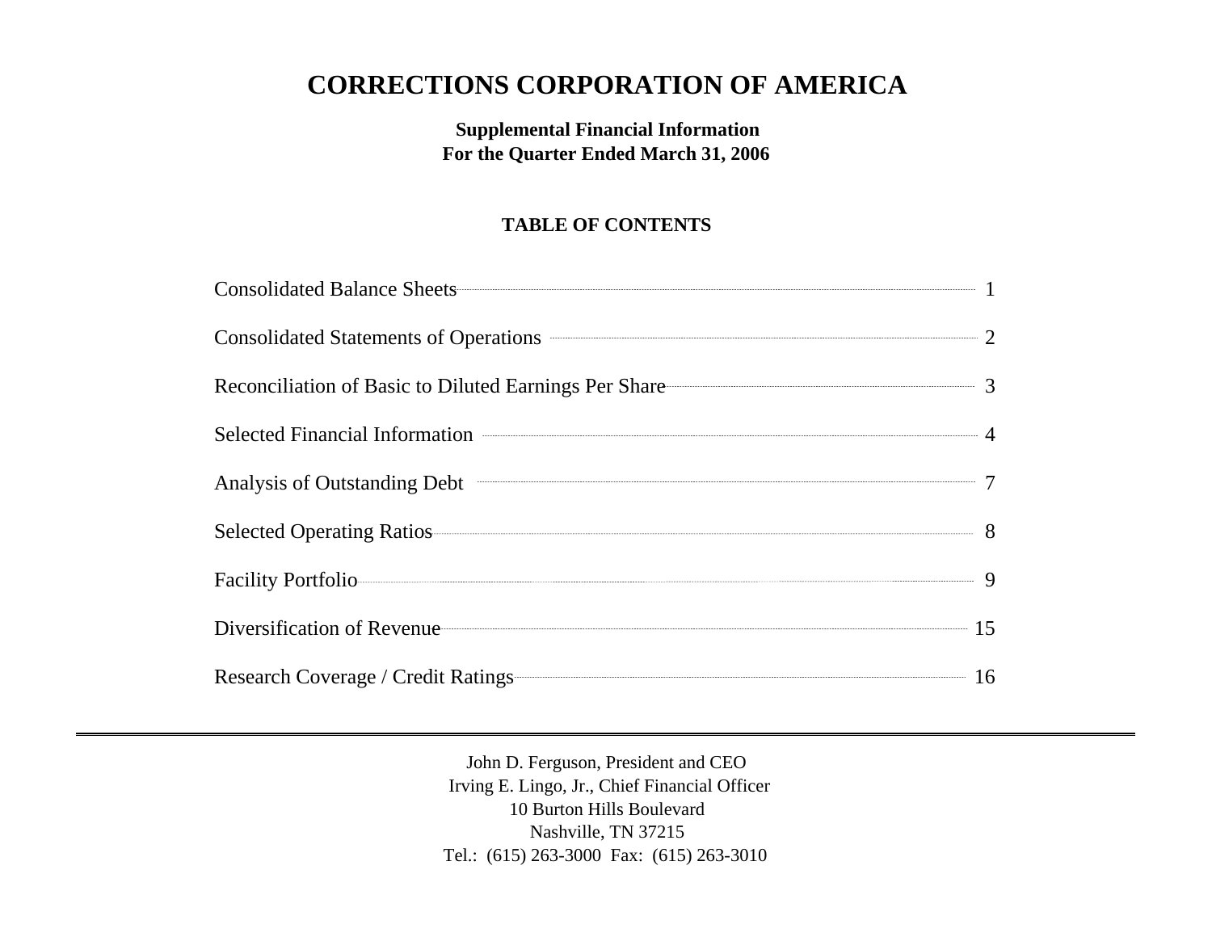# CORRECTIONS CORPORATION OF AMERICA

**Supplemental Financial Information**
**For the Quarter Ended March 31, 2006**

### TABLE OF CONTENTS

| | |
|---|---|
| Consolidated Balance Sheets | 1 |
| Consolidated Statements of Operations | 2 |
| Reconciliation of Basic to Diluted Earnings Per Share | 3 |
| Selected Financial Information | 4 |
| Analysis of Outstanding Debt | 7 |
| Selected Operating Ratios | 8 |
| Facility Portfolio | 9 |
| Diversification of Revenue | 15 |
| Research Coverage / Credit Ratings | 16 |

---

John D. Ferguson, President and CEO
Irving E. Lingo, Jr., Chief Financial Officer
10 Burton Hills Boulevard
Nashville, TN 37215
Tel.: (615) 263-3000 Fax: (615) 263-3010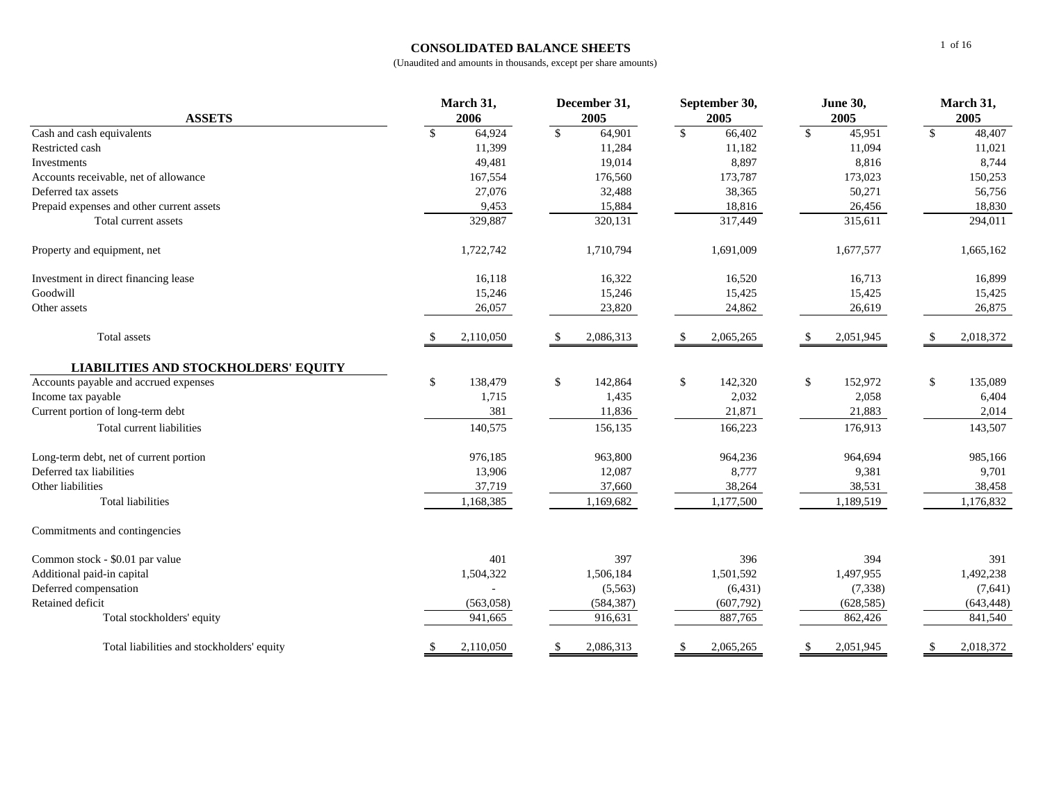## CONSOLIDATED BALANCE SHEETS

(Unaudited and amounts in thousands, except per share amounts)

| ASSETS | March 31, 2006 | December 31, 2005 | September 30, 2005 | June 30, 2005 | March 31, 2005 |
|---|---|---|---|---|---|
| Cash and cash equivalents | $ 64,924 | $ 64,901 | $ 66,402 | $ 45,951 | $ 48,407 |
| Restricted cash | 11,399 | 11,284 | 11,182 | 11,094 | 11,021 |
| Investments | 49,481 | 19,014 | 8,897 | 8,816 | 8,744 |
| Accounts receivable, net of allowance | 167,554 | 176,560 | 173,787 | 173,023 | 150,253 |
| Deferred tax assets | 27,076 | 32,488 | 38,365 | 50,271 | 56,756 |
| Prepaid expenses and other current assets | 9,453 | 15,884 | 18,816 | 26,456 | 18,830 |
| Total current assets | 329,887 | 320,131 | 317,449 | 315,611 | 294,011 |
| Property and equipment, net | 1,722,742 | 1,710,794 | 1,691,009 | 1,677,577 | 1,665,162 |
| Investment in direct financing lease | 16,118 | 16,322 | 16,520 | 16,713 | 16,899 |
| Goodwill | 15,246 | 15,246 | 15,425 | 15,425 | 15,425 |
| Other assets | 26,057 | 23,820 | 24,862 | 26,619 | 26,875 |
| Total assets | $ 2,110,050 | $ 2,086,313 | $ 2,065,265 | $ 2,051,945 | $ 2,018,372 |
| **LIABILITIES AND STOCKHOLDERS' EQUITY** | | | | | |
| Accounts payable and accrued expenses | $ 138,479 | $ 142,864 | $ 142,320 | $ 152,972 | $ 135,089 |
| Income tax payable | 1,715 | 1,435 | 2,032 | 2,058 | 6,404 |
| Current portion of long-term debt | 381 | 11,836 | 21,871 | 21,883 | 2,014 |
| Total current liabilities | 140,575 | 156,135 | 166,223 | 176,913 | 143,507 |
| Long-term debt, net of current portion | 976,185 | 963,800 | 964,236 | 964,694 | 985,166 |
| Deferred tax liabilities | 13,906 | 12,087 | 8,777 | 9,381 | 9,701 |
| Other liabilities | 37,719 | 37,660 | 38,264 | 38,531 | 38,458 |
| Total liabilities | 1,168,385 | 1,169,682 | 1,177,500 | 1,189,519 | 1,176,832 |
| Commitments and contingencies | | | | | |
| Common stock - $0.01 par value | 401 | 397 | 396 | 394 | 391 |
| Additional paid-in capital | 1,504,322 | 1,506,184 | 1,501,592 | 1,497,955 | 1,492,238 |
| Deferred compensation | - | (5,563) | (6,431) | (7,338) | (7,641) |
| Retained deficit | (563,058) | (584,387) | (607,792) | (628,585) | (643,448) |
| Total stockholders' equity | 941,665 | 916,631 | 887,765 | 862,426 | 841,540 |
| Total liabilities and stockholders' equity | $ 2,110,050 | $ 2,086,313 | $ 2,065,265 | $ 2,051,945 | $ 2,018,372 |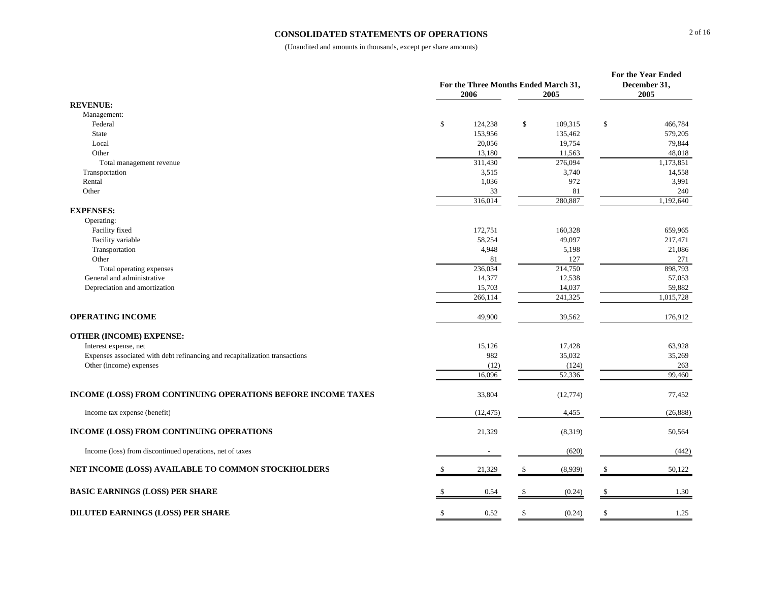# CONSOLIDATED STATEMENTS OF OPERATIONS

(Unaudited and amounts in thousands, except per share amounts)

| | For the Three Months Ended March 31, 2006 | For the Three Months Ended March 31, 2005 | For the Year Ended December 31, 2005 |
|---|---|---|---|
| **REVENUE:** | | | |
| Management: | | | |
| Federal | $ 124,238 | $ 109,315 | $ 466,784 |
| State | 153,956 | 135,462 | 579,205 |
| Local | 20,056 | 19,754 | 79,844 |
| Other | 13,180 | 11,563 | 48,018 |
| Total management revenue | 311,430 | 276,094 | 1,173,851 |
| Transportation | 3,515 | 3,740 | 14,558 |
| Rental | 1,036 | 972 | 3,991 |
| Other | 33 | 81 | 240 |
| | 316,014 | 280,887 | 1,192,640 |
| **EXPENSES:** | | | |
| Operating: | | | |
| Facility fixed | 172,751 | 160,328 | 659,965 |
| Facility variable | 58,254 | 49,097 | 217,471 |
| Transportation | 4,948 | 5,198 | 21,086 |
| Other | 81 | 127 | 271 |
| Total operating expenses | 236,034 | 214,750 | 898,793 |
| General and administrative | 14,377 | 12,538 | 57,053 |
| Depreciation and amortization | 15,703 | 14,037 | 59,882 |
| | 266,114 | 241,325 | 1,015,728 |
| **OPERATING INCOME** | 49,900 | 39,562 | 176,912 |
| **OTHER (INCOME) EXPENSE:** | | | |
| Interest expense, net | 15,126 | 17,428 | 63,928 |
| Expenses associated with debt refinancing and recapitalization transactions | 982 | 35,032 | 35,269 |
| Other (income) expenses | (12) | (124) | 263 |
| | 16,096 | 52,336 | 99,460 |
| **INCOME (LOSS) FROM CONTINUING OPERATIONS BEFORE INCOME TAXES** | 33,804 | (12,774) | 77,452 |
| Income tax expense (benefit) | (12,475) | 4,455 | (26,888) |
| **INCOME (LOSS) FROM CONTINUING OPERATIONS** | 21,329 | (8,319) | 50,564 |
| Income (loss) from discontinued operations, net of taxes | - | (620) | (442) |
| **NET INCOME (LOSS) AVAILABLE TO COMMON STOCKHOLDERS** | $ 21,329 | $ (8,939) | $ 50,122 |
| **BASIC EARNINGS (LOSS) PER SHARE** | $ 0.54 | $ (0.24) | $ 1.30 |
| **DILUTED EARNINGS (LOSS) PER SHARE** | $ 0.52 | $ (0.24) | $ 1.25 |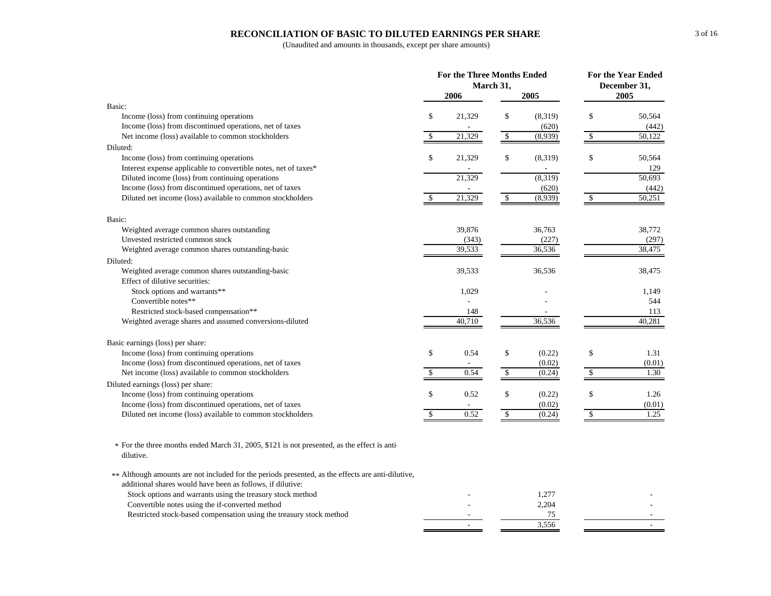## RECONCILIATION OF BASIC TO DILUTED EARNINGS PER SHARE

(Unaudited and amounts in thousands, except per share amounts)

| | For the Three Months Ended March 31, 2006 | For the Three Months Ended March 31, 2005 | For the Year Ended December 31, 2005 |
|---|---|---|---|
| **Basic:** | | | |
| Income (loss) from continuing operations | $ 21,329 | $ (8,319) | $ 50,564 |
| Income (loss) from discontinued operations, net of taxes | - | (620) | (442) |
| Net income (loss) available to common stockholders | $ 21,329 | $ (8,939) | $ 50,122 |
| **Diluted:** | | | |
| Income (loss) from continuing operations | $ 21,329 | $ (8,319) | $ 50,564 |
| Interest expense applicable to convertible notes, net of taxes* | - | - | 129 |
| Diluted income (loss) from continuing operations | 21,329 | (8,319) | 50,693 |
| Income (loss) from discontinued operations, net of taxes | - | (620) | (442) |
| Diluted net income (loss) available to common stockholders | $ 21,329 | $ (8,939) | $ 50,251 |
| **Basic:** | | | |
| Weighted average common shares outstanding | 39,876 | 36,763 | 38,772 |
| Unvested restricted common stock | (343) | (227) | (297) |
| Weighted average common shares outstanding-basic | 39,533 | 36,536 | 38,475 |
| **Diluted:** | | | |
| Weighted average common shares outstanding-basic | 39,533 | 36,536 | 38,475 |
| Effect of dilutive securities: | | | |
| Stock options and warrants** | 1,029 | - | 1,149 |
| Convertible notes** | - | - | 544 |
| Restricted stock-based compensation** | 148 | - | 113 |
| Weighted average shares and assumed conversions-diluted | 40,710 | 36,536 | 40,281 |
| **Basic earnings (loss) per share:** | | | |
| Income (loss) from continuing operations | $ 0.54 | $ (0.22) | $ 1.31 |
| Income (loss) from discontinued operations, net of taxes | - | (0.02) | (0.01) |
| Net income (loss) available to common stockholders | $ 0.54 | $ (0.24) | $ 1.30 |
| **Diluted earnings (loss) per share:** | | | |
| Income (loss) from continuing operations | $ 0.52 | $ (0.22) | $ 1.26 |
| Income (loss) from discontinued operations, net of taxes | - | (0.02) | (0.01) |
| Diluted net income (loss) available to common stockholders | $ 0.52 | $ (0.24) | $ 1.25 |

\* For the three months ended March 31, 2005, $121 is not presented, as the effect is anti-dilutive.

\*\* Although amounts are not included for the periods presented, as the effects are anti-dilutive, additional shares would have been as follows, if dilutive:

| | Three Months Ended March 31, 2006 | Three Months Ended March 31, 2005 | Year Ended December 31, 2005 |
|---|---|---|---|
| Stock options and warrants using the treasury stock method | - | 1,277 | - |
| Convertible notes using the if-converted method | - | 2,204 | - |
| Restricted stock-based compensation using the treasury stock method | - | 75 | - |
| | - | 3,556 | - |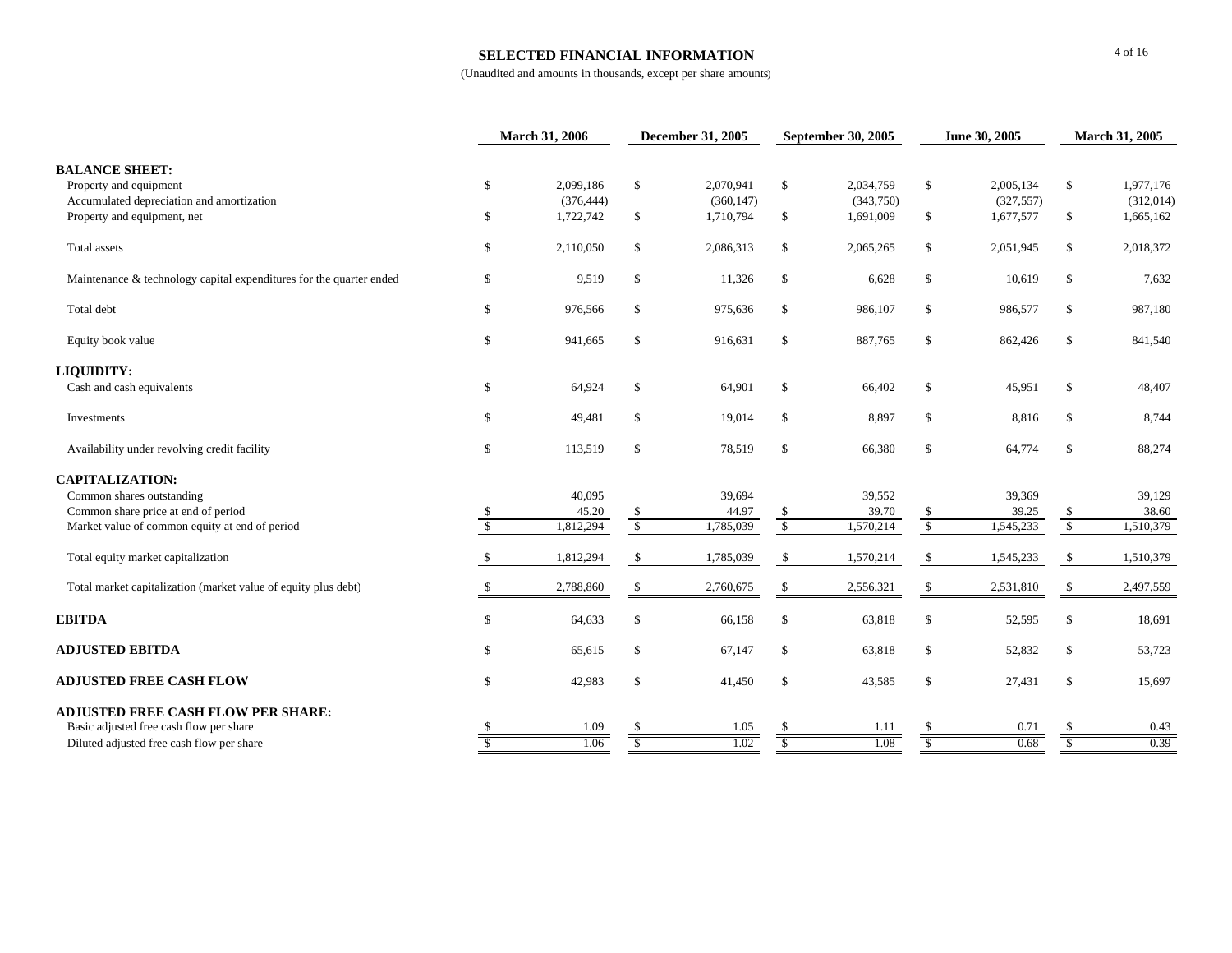# SELECTED FINANCIAL INFORMATION

(Unaudited and amounts in thousands, except per share amounts)

| | March 31, 2006 | December 31, 2005 | September 30, 2005 | June 30, 2005 | March 31, 2005 |
|---|---|---|---|---|---|
| **BALANCE SHEET:** | | | | | |
| Property and equipment | $ 2,099,186 | $ 2,070,941 | $ 2,034,759 | $ 2,005,134 | $ 1,977,176 |
| Accumulated depreciation and amortization | (376,444) | (360,147) | (343,750) | (327,557) | (312,014) |
| Property and equipment, net | $ 1,722,742 | $ 1,710,794 | $ 1,691,009 | $ 1,677,577 | $ 1,665,162 |
| Total assets | $ 2,110,050 | $ 2,086,313 | $ 2,065,265 | $ 2,051,945 | $ 2,018,372 |
| Maintenance & technology capital expenditures for the quarter ended | $ 9,519 | $ 11,326 | $ 6,628 | $ 10,619 | $ 7,632 |
| Total debt | $ 976,566 | $ 975,636 | $ 986,107 | $ 986,577 | $ 987,180 |
| Equity book value | $ 941,665 | $ 916,631 | $ 887,765 | $ 862,426 | $ 841,540 |
| **LIQUIDITY:** | | | | | |
| Cash and cash equivalents | $ 64,924 | $ 64,901 | $ 66,402 | $ 45,951 | $ 48,407 |
| Investments | $ 49,481 | $ 19,014 | $ 8,897 | $ 8,816 | $ 8,744 |
| Availability under revolving credit facility | $ 113,519 | $ 78,519 | $ 66,380 | $ 64,774 | $ 88,274 |
| **CAPITALIZATION:** | | | | | |
| Common shares outstanding | 40,095 | 39,694 | 39,552 | 39,369 | 39,129 |
| Common share price at end of period | $ 45.20 | $ 44.97 | $ 39.70 | $ 39.25 | $ 38.60 |
| Market value of common equity at end of period | $ 1,812,294 | $ 1,785,039 | $ 1,570,214 | $ 1,545,233 | $ 1,510,379 |
| Total equity market capitalization | $ 1,812,294 | $ 1,785,039 | $ 1,570,214 | $ 1,545,233 | $ 1,510,379 |
| Total market capitalization (market value of equity plus debt) | $ 2,788,860 | $ 2,760,675 | $ 2,556,321 | $ 2,531,810 | $ 2,497,559 |
| **EBITDA** | $ 64,633 | $ 66,158 | $ 63,818 | $ 52,595 | $ 18,691 |
| **ADJUSTED EBITDA** | $ 65,615 | $ 67,147 | $ 63,818 | $ 52,832 | $ 53,723 |
| **ADJUSTED FREE CASH FLOW** | $ 42,983 | $ 41,450 | $ 43,585 | $ 27,431 | $ 15,697 |
| **ADJUSTED FREE CASH FLOW PER SHARE:** | | | | | |
| Basic adjusted free cash flow per share | $ 1.09 | $ 1.05 | $ 1.11 | $ 0.71 | $ 0.43 |
| Diluted adjusted free cash flow per share | $ 1.06 | $ 1.02 | $ 1.08 | $ 0.68 | $ 0.39 |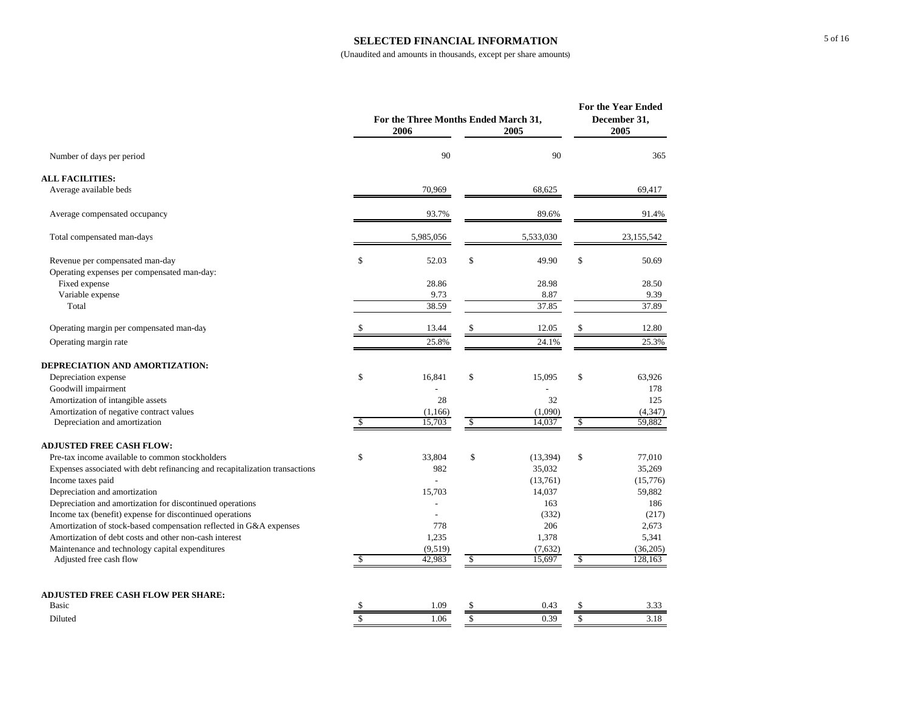# SELECTED FINANCIAL INFORMATION

(Unaudited and amounts in thousands, except per share amounts)

| | For the Three Months Ended March 31, 2006 | For the Three Months Ended March 31, 2005 | For the Year Ended December 31, 2005 |
|---|---|---|---|
| Number of days per period | 90 | 90 | 365 |
| **ALL FACILITIES:** | | | |
| Average available beds | 70,969 | 68,625 | 69,417 |
| Average compensated occupancy | 93.7% | 89.6% | 91.4% |
| Total compensated man-days | 5,985,056 | 5,533,030 | 23,155,542 |
| Revenue per compensated man-day | $ 52.03 | $ 49.90 | $ 50.69 |
| Operating expenses per compensated man-day: | | | |
| Fixed expense | 28.86 | 28.98 | 28.50 |
| Variable expense | 9.73 | 8.87 | 9.39 |
| Total | 38.59 | 37.85 | 37.89 |
| Operating margin per compensated man-day | $ 13.44 | $ 12.05 | $ 12.80 |
| Operating margin rate | 25.8% | 24.1% | 25.3% |
| **DEPRECIATION AND AMORTIZATION:** | | | |
| Depreciation expense | $ 16,841 | $ 15,095 | $ 63,926 |
| Goodwill impairment | - | - | 178 |
| Amortization of intangible assets | 28 | 32 | 125 |
| Amortization of negative contract values | (1,166) | (1,090) | (4,347) |
| Depreciation and amortization | $ 15,703 | $ 14,037 | $ 59,882 |
| **ADJUSTED FREE CASH FLOW:** | | | |
| Pre-tax income available to common stockholders | $ 33,804 | $ (13,394) | $ 77,010 |
| Expenses associated with debt refinancing and recapitalization transactions | 982 | 35,032 | 35,269 |
| Income taxes paid | - | (13,761) | (15,776) |
| Depreciation and amortization | 15,703 | 14,037 | 59,882 |
| Depreciation and amortization for discontinued operations | - | 163 | 186 |
| Income tax (benefit) expense for discontinued operations | - | (332) | (217) |
| Amortization of stock-based compensation reflected in G&A expenses | 778 | 206 | 2,673 |
| Amortization of debt costs and other non-cash interest | 1,235 | 1,378 | 5,341 |
| Maintenance and technology capital expenditures | (9,519) | (7,632) | (36,205) |
| Adjusted free cash flow | $ 42,983 | $ 15,697 | $ 128,163 |
| **ADJUSTED FREE CASH FLOW PER SHARE:** | | | |
| Basic | $ 1.09 | $ 0.43 | $ 3.33 |
| Diluted | $ 1.06 | $ 0.39 | $ 3.18 |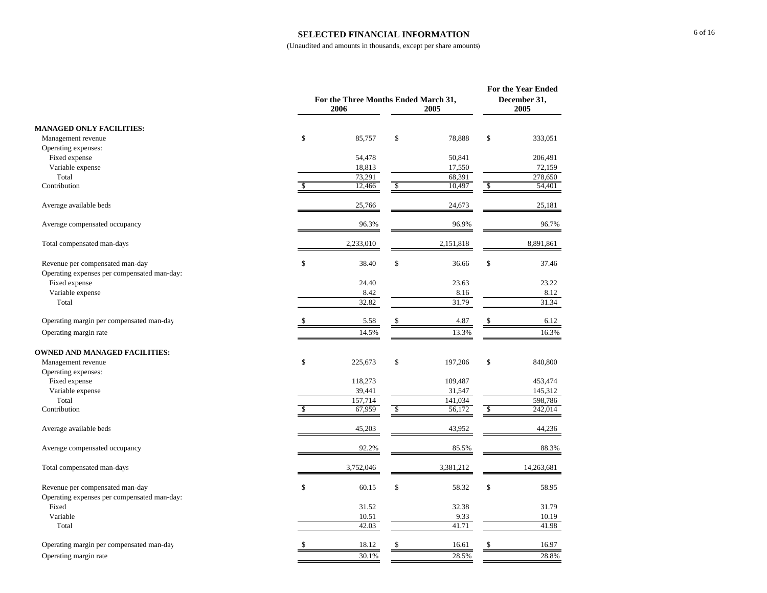# SELECTED FINANCIAL INFORMATION

(Unaudited and amounts in thousands, except per share amounts)

| | For the Three Months Ended March 31, 2006 | For the Three Months Ended March 31, 2005 | For the Year Ended December 31, 2005 |
|---|---|---|---|
| **MANAGED ONLY FACILITIES:** | | | |
| Management revenue | $ 85,757 | $ 78,888 | $ 333,051 |
| Operating expenses: | | | |
| Fixed expense | 54,478 | 50,841 | 206,491 |
| Variable expense | 18,813 | 17,550 | 72,159 |
| Total | 73,291 | 68,391 | 278,650 |
| Contribution | $ 12,466 | $ 10,497 | $ 54,401 |
| Average available beds | 25,766 | 24,673 | 25,181 |
| Average compensated occupancy | 96.3% | 96.9% | 96.7% |
| Total compensated man-days | 2,233,010 | 2,151,818 | 8,891,861 |
| Revenue per compensated man-day | $ 38.40 | $ 36.66 | $ 37.46 |
| Operating expenses per compensated man-day: | | | |
| Fixed expense | 24.40 | 23.63 | 23.22 |
| Variable expense | 8.42 | 8.16 | 8.12 |
| Total | 32.82 | 31.79 | 31.34 |
| Operating margin per compensated man-day | $ 5.58 | $ 4.87 | $ 6.12 |
| Operating margin rate | 14.5% | 13.3% | 16.3% |
| **OWNED AND MANAGED FACILITIES:** | | | |
| Management revenue | $ 225,673 | $ 197,206 | $ 840,800 |
| Operating expenses: | | | |
| Fixed expense | 118,273 | 109,487 | 453,474 |
| Variable expense | 39,441 | 31,547 | 145,312 |
| Total | 157,714 | 141,034 | 598,786 |
| Contribution | $ 67,959 | $ 56,172 | $ 242,014 |
| Average available beds | 45,203 | 43,952 | 44,236 |
| Average compensated occupancy | 92.2% | 85.5% | 88.3% |
| Total compensated man-days | 3,752,046 | 3,381,212 | 14,263,681 |
| Revenue per compensated man-day | $ 60.15 | $ 58.32 | $ 58.95 |
| Operating expenses per compensated man-day: | | | |
| Fixed | 31.52 | 32.38 | 31.79 |
| Variable | 10.51 | 9.33 | 10.19 |
| Total | 42.03 | 41.71 | 41.98 |
| Operating margin per compensated man-day | $ 18.12 | $ 16.61 | $ 16.97 |
| Operating margin rate | 30.1% | 28.5% | 28.8% |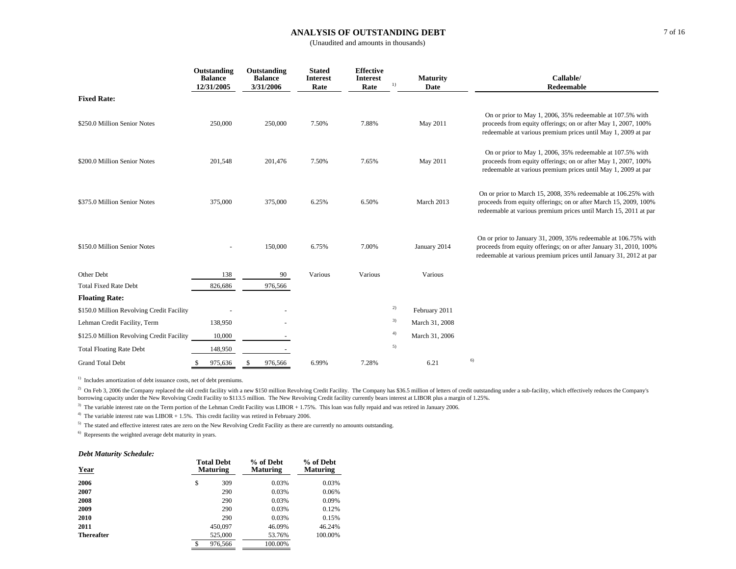# ANALYSIS OF OUTSTANDING DEBT

(Unaudited and amounts in thousands)

| | Outstanding Balance 12/31/2005 | Outstanding Balance 3/31/2006 | Stated Interest Rate | Effective Interest Rate [1] | Maturity Date | Callable/ Redeemable |
|---|---|---|---|---|---|---|
| **Fixed Rate:** | | | | | | |
| $250.0 Million Senior Notes | 250,000 | 250,000 | 7.50% | 7.88% | May 2011 | On or prior to May 1, 2006, 35% redeemable at 107.5% with proceeds from equity offerings; on or after May 1, 2007, 100% redeemable at various premium prices until May 1, 2009 at par |
| $200.0 Million Senior Notes | 201,548 | 201,476 | 7.50% | 7.65% | May 2011 | On or prior to May 1, 2006, 35% redeemable at 107.5% with proceeds from equity offerings; on or after May 1, 2007, 100% redeemable at various premium prices until May 1, 2009 at par |
| $375.0 Million Senior Notes | 375,000 | 375,000 | 6.25% | 6.50% | March 2013 | On or prior to March 15, 2008, 35% redeemable at 106.25% with proceeds from equity offerings; on or after March 15, 2009, 100% redeemable at various premium prices until March 15, 2011 at par |
| $150.0 Million Senior Notes | - | 150,000 | 6.75% | 7.00% | January 2014 | On or prior to January 31, 2009, 35% redeemable at 106.75% with proceeds from equity offerings; on or after January 31, 2010, 100% redeemable at various premium prices until January 31, 2012 at par |
| Other Debt | 138 | 90 | Various | Various | Various | |
| Total Fixed Rate Debt | 826,686 | 976,566 | | | | |
| **Floating Rate:** | | | | | | |
| $150.0 Million Revolving Credit Facility | - | - | | [2] | February 2011 | |
| Lehman Credit Facility, Term | 138,950 | - | | [3] | March 31, 2008 | |
| $125.0 Million Revolving Credit Facility | 10,000 | - | | [4] | March 31, 2006 | |
| Total Floating Rate Debt | 148,950 | - | | [5] | | |
| Grand Total Debt | $ 975,636 | $ 976,566 | 6.99% | 7.28% | 6.21 [6] | |

[1] Includes amortization of debt issuance costs, net of debt premiums.

[2] On Feb 3, 2006 the Company replaced the old credit facility with a new $150 million Revolving Credit Facility. The Company has $36.5 million of letters of credit outstanding under a sub-facility, which effectively reduces the Company's borrowing capacity under the New Revolving Credit Facility to $113.5 million. The New Revolving Credit facility currently bears interest at LIBOR plus a margin of 1.25%.

[3] The variable interest rate on the Term portion of the Lehman Credit Facility was LIBOR + 1.75%. This loan was fully repaid and was retired in January 2006.

[4] The variable interest rate was LIBOR + 1.5%. This credit facility was retired in February 2006.

[5] The stated and effective interest rates are zero on the New Revolving Credit Facility as there are currently no amounts outstanding.

[6] Represents the weighted average debt maturity in years.

***Debt Maturity Schedule:***

| Year | Total Debt Maturing | % of Debt Maturing | % of Debt Maturing |
|---|---|---|---|
| **2006** | $ 309 | 0.03% | 0.03% |
| **2007** | 290 | 0.03% | 0.06% |
| **2008** | 290 | 0.03% | 0.09% |
| **2009** | 290 | 0.03% | 0.12% |
| **2010** | 290 | 0.03% | 0.15% |
| **2011** | 450,097 | 46.09% | 46.24% |
| **Thereafter** | 525,000 | 53.76% | 100.00% |
| | $ 976,566 | 100.00% | |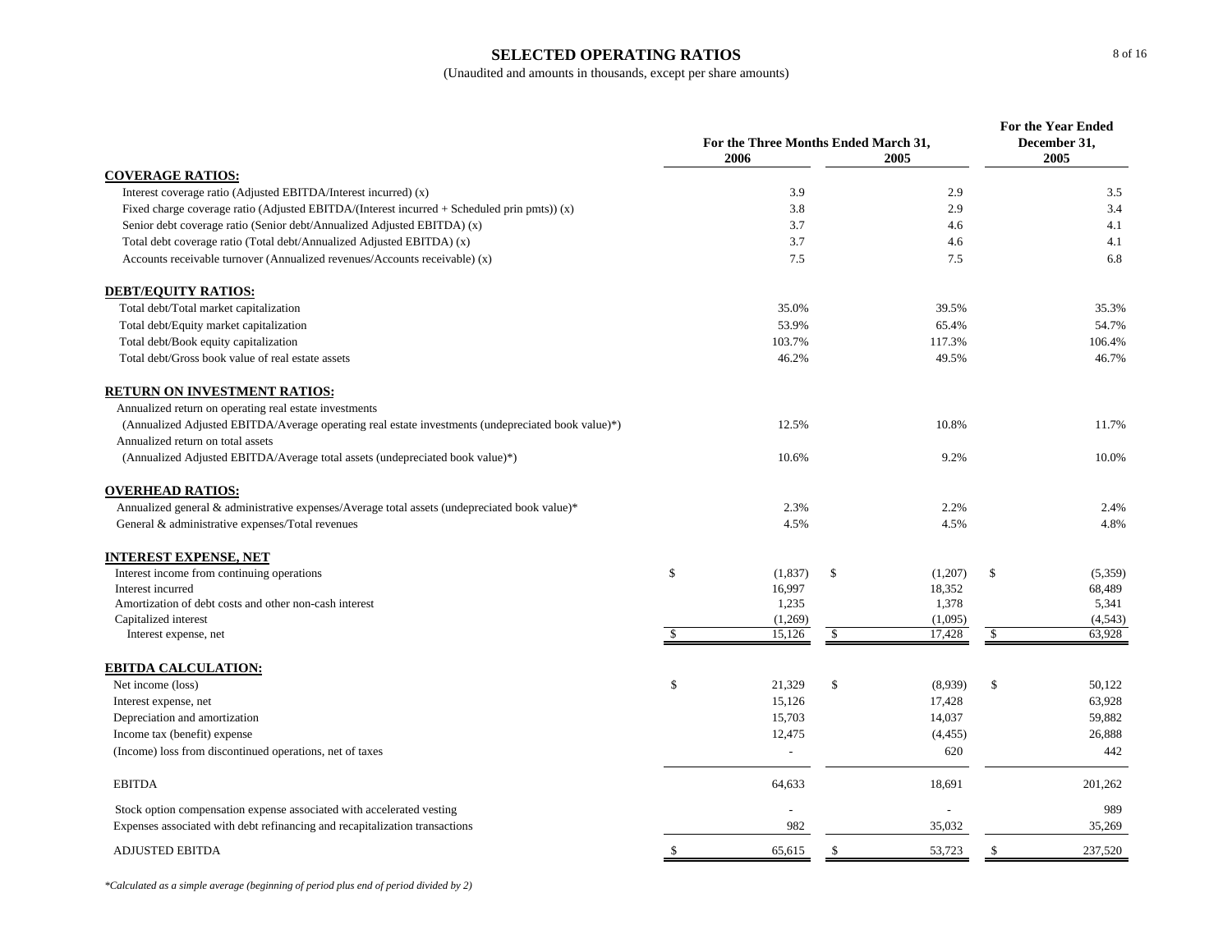# SELECTED OPERATING RATIOS

(Unaudited and amounts in thousands, except per share amounts)

| | For the Three Months Ended March 31, 2006 | For the Three Months Ended March 31, 2005 | For the Year Ended December 31, 2005 |
|---|---|---|---|
| **COVERAGE RATIOS:** | | | |
| Interest coverage ratio (Adjusted EBITDA/Interest incurred) (x) | 3.9 | 2.9 | 3.5 |
| Fixed charge coverage ratio (Adjusted EBITDA/(Interest incurred + Scheduled prin pmts)) (x) | 3.8 | 2.9 | 3.4 |
| Senior debt coverage ratio (Senior debt/Annualized Adjusted EBITDA) (x) | 3.7 | 4.6 | 4.1 |
| Total debt coverage ratio (Total debt/Annualized Adjusted EBITDA) (x) | 3.7 | 4.6 | 4.1 |
| Accounts receivable turnover (Annualized revenues/Accounts receivable) (x) | 7.5 | 7.5 | 6.8 |
| **DEBT/EQUITY RATIOS:** | | | |
| Total debt/Total market capitalization | 35.0% | 39.5% | 35.3% |
| Total debt/Equity market capitalization | 53.9% | 65.4% | 54.7% |
| Total debt/Book equity capitalization | 103.7% | 117.3% | 106.4% |
| Total debt/Gross book value of real estate assets | 46.2% | 49.5% | 46.7% |
| **RETURN ON INVESTMENT RATIOS:** | | | |
| Annualized return on operating real estate investments (Annualized Adjusted EBITDA/Average operating real estate investments (undepreciated book value)*) | 12.5% | 10.8% | 11.7% |
| Annualized return on total assets (Annualized Adjusted EBITDA/Average total assets (undepreciated book value)*) | 10.6% | 9.2% | 10.0% |
| **OVERHEAD RATIOS:** | | | |
| Annualized general & administrative expenses/Average total assets (undepreciated book value)* | 2.3% | 2.2% | 2.4% |
| General & administrative expenses/Total revenues | 4.5% | 4.5% | 4.8% |
| **INTEREST EXPENSE, NET** | | | |
| Interest income from continuing operations | $ (1,837) | $ (1,207) | $ (5,359) |
| Interest incurred | 16,997 | 18,352 | 68,489 |
| Amortization of debt costs and other non-cash interest | 1,235 | 1,378 | 5,341 |
| Capitalized interest | (1,269) | (1,095) | (4,543) |
| Interest expense, net | $ 15,126 | $ 17,428 | $ 63,928 |
| **EBITDA CALCULATION:** | | | |
| Net income (loss) | $ 21,329 | $ (8,939) | $ 50,122 |
| Interest expense, net | 15,126 | 17,428 | 63,928 |
| Depreciation and amortization | 15,703 | 14,037 | 59,882 |
| Income tax (benefit) expense | 12,475 | (4,455) | 26,888 |
| (Income) loss from discontinued operations, net of taxes | - | 620 | 442 |
| EBITDA | 64,633 | 18,691 | 201,262 |
| Stock option compensation expense associated with accelerated vesting | - | - | 989 |
| Expenses associated with debt refinancing and recapitalization transactions | 982 | 35,032 | 35,269 |
| ADJUSTED EBITDA | $ 65,615 | $ 53,723 | $ 237,520 |

*\*Calculated as a simple average (beginning of period plus end of period divided by 2)*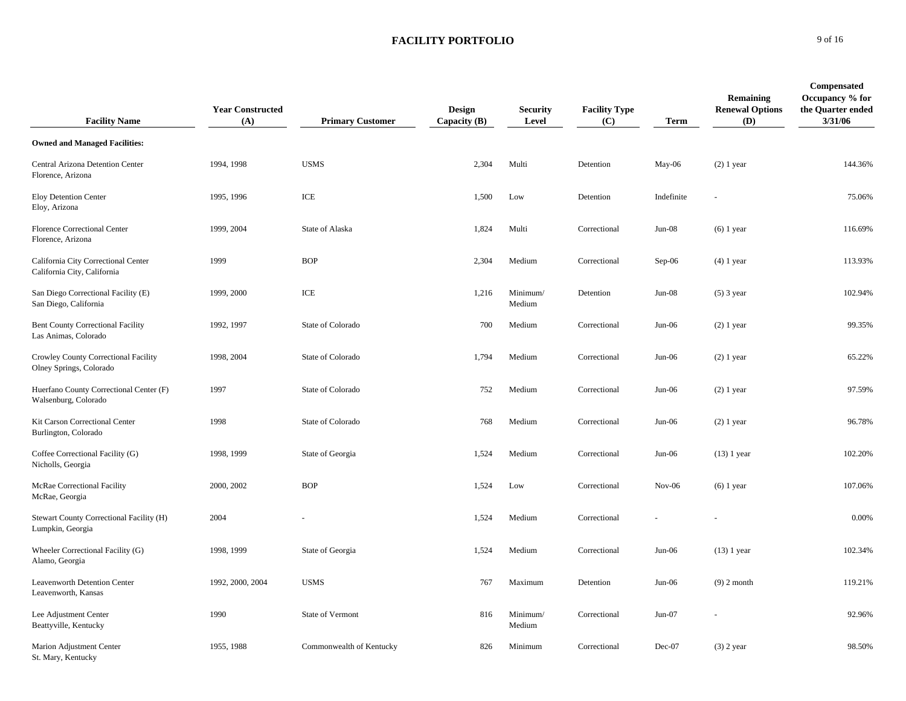# FACILITY PORTFOLIO

| Facility Name | Year Constructed (A) | Primary Customer | Design Capacity (B) | Security Level | Facility Type (C) | Term | Remaining Renewal Options (D) | Compensated Occupancy % for the Quarter ended 3/31/06 |
|---|---|---|---|---|---|---|---|---|
| **Owned and Managed Facilities:** | | | | | | | | |
| Central Arizona Detention Center<br>Florence, Arizona | 1994, 1998 | USMS | 2,304 | Multi | Detention | May-06 | (2) 1 year | 144.36% |
| Eloy Detention Center<br>Eloy, Arizona | 1995, 1996 | ICE | 1,500 | Low | Detention | Indefinite | - | 75.06% |
| Florence Correctional Center<br>Florence, Arizona | 1999, 2004 | State of Alaska | 1,824 | Multi | Correctional | Jun-08 | (6) 1 year | 116.69% |
| California City Correctional Center<br>California City, California | 1999 | BOP | 2,304 | Medium | Correctional | Sep-06 | (4) 1 year | 113.93% |
| San Diego Correctional Facility (E)<br>San Diego, California | 1999, 2000 | ICE | 1,216 | Minimum/ Medium | Detention | Jun-08 | (5) 3 year | 102.94% |
| Bent County Correctional Facility<br>Las Animas, Colorado | 1992, 1997 | State of Colorado | 700 | Medium | Correctional | Jun-06 | (2) 1 year | 99.35% |
| Crowley County Correctional Facility<br>Olney Springs, Colorado | 1998, 2004 | State of Colorado | 1,794 | Medium | Correctional | Jun-06 | (2) 1 year | 65.22% |
| Huerfano County Correctional Center (F)<br>Walsenburg, Colorado | 1997 | State of Colorado | 752 | Medium | Correctional | Jun-06 | (2) 1 year | 97.59% |
| Kit Carson Correctional Center<br>Burlington, Colorado | 1998 | State of Colorado | 768 | Medium | Correctional | Jun-06 | (2) 1 year | 96.78% |
| Coffee Correctional Facility (G)<br>Nicholls, Georgia | 1998, 1999 | State of Georgia | 1,524 | Medium | Correctional | Jun-06 | (13) 1 year | 102.20% |
| McRae Correctional Facility<br>McRae, Georgia | 2000, 2002 | BOP | 1,524 | Low | Correctional | Nov-06 | (6) 1 year | 107.06% |
| Stewart County Correctional Facility (H)<br>Lumpkin, Georgia | 2004 | - | 1,524 | Medium | Correctional | - | - | 0.00% |
| Wheeler Correctional Facility (G)<br>Alamo, Georgia | 1998, 1999 | State of Georgia | 1,524 | Medium | Correctional | Jun-06 | (13) 1 year | 102.34% |
| Leavenworth Detention Center<br>Leavenworth, Kansas | 1992, 2000, 2004 | USMS | 767 | Maximum | Detention | Jun-06 | (9) 2 month | 119.21% |
| Lee Adjustment Center<br>Beattyville, Kentucky | 1990 | State of Vermont | 816 | Minimum/ Medium | Correctional | Jun-07 | - | 92.96% |
| Marion Adjustment Center<br>St. Mary, Kentucky | 1955, 1988 | Commonwealth of Kentucky | 826 | Minimum | Correctional | Dec-07 | (3) 2 year | 98.50% |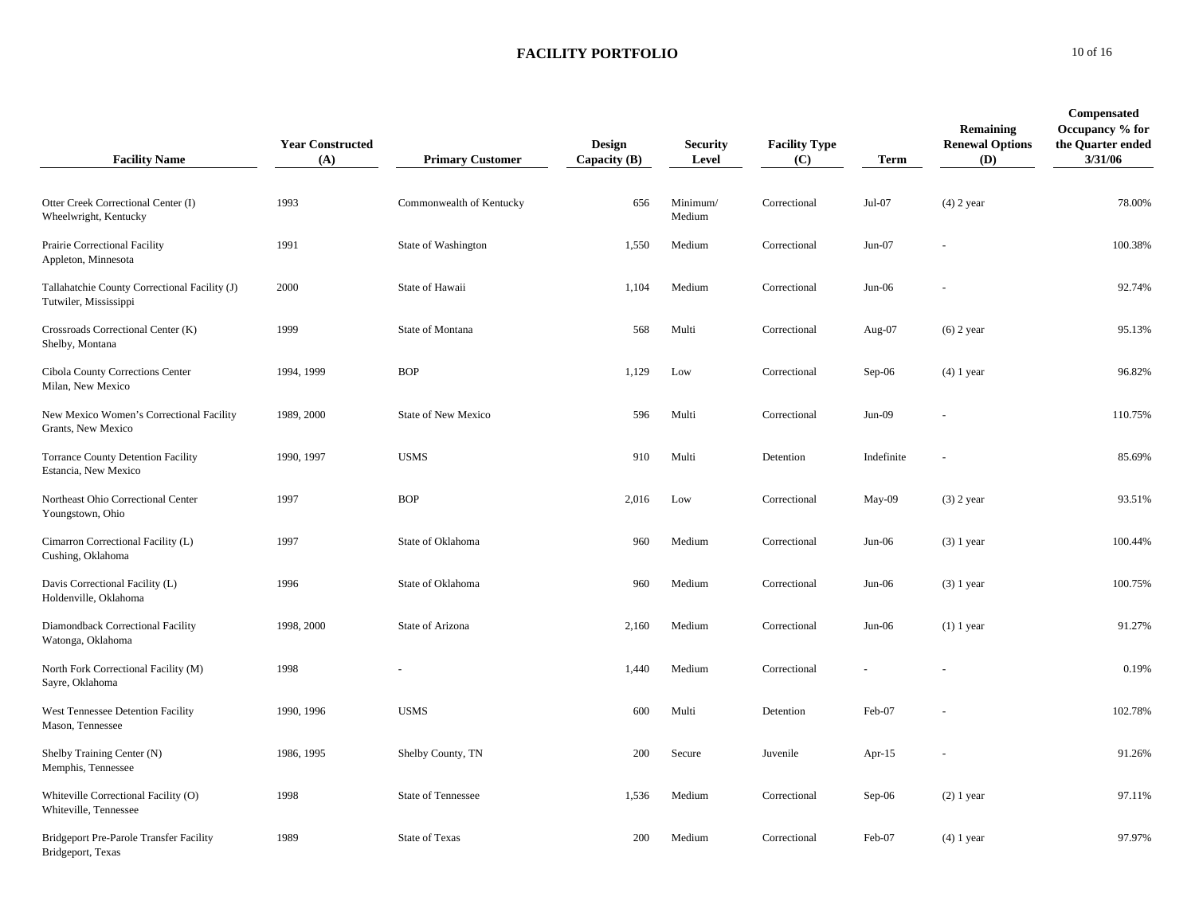## FACILITY PORTFOLIO

| Facility Name | Year Constructed (A) | Primary Customer | Design Capacity (B) | Security Level | Facility Type (C) | Term | Remaining Renewal Options (D) | Compensated Occupancy % for the Quarter ended 3/31/06 |
|---|---|---|---|---|---|---|---|---|
| Otter Creek Correctional Center (I) Wheelwright, Kentucky | 1993 | Commonwealth of Kentucky | 656 | Minimum/ Medium | Correctional | Jul-07 | (4) 2 year | 78.00% |
| Prairie Correctional Facility Appleton, Minnesota | 1991 | State of Washington | 1,550 | Medium | Correctional | Jun-07 | - | 100.38% |
| Tallahatchie County Correctional Facility (J) Tutwiler, Mississippi | 2000 | State of Hawaii | 1,104 | Medium | Correctional | Jun-06 | - | 92.74% |
| Crossroads Correctional Center (K) Shelby, Montana | 1999 | State of Montana | 568 | Multi | Correctional | Aug-07 | (6) 2 year | 95.13% |
| Cibola County Corrections Center Milan, New Mexico | 1994, 1999 | BOP | 1,129 | Low | Correctional | Sep-06 | (4) 1 year | 96.82% |
| New Mexico Women's Correctional Facility Grants, New Mexico | 1989, 2000 | State of New Mexico | 596 | Multi | Correctional | Jun-09 | - | 110.75% |
| Torrance County Detention Facility Estancia, New Mexico | 1990, 1997 | USMS | 910 | Multi | Detention | Indefinite | - | 85.69% |
| Northeast Ohio Correctional Center Youngstown, Ohio | 1997 | BOP | 2,016 | Low | Correctional | May-09 | (3) 2 year | 93.51% |
| Cimarron Correctional Facility (L) Cushing, Oklahoma | 1997 | State of Oklahoma | 960 | Medium | Correctional | Jun-06 | (3) 1 year | 100.44% |
| Davis Correctional Facility (L) Holdenville, Oklahoma | 1996 | State of Oklahoma | 960 | Medium | Correctional | Jun-06 | (3) 1 year | 100.75% |
| Diamondback Correctional Facility Watonga, Oklahoma | 1998, 2000 | State of Arizona | 2,160 | Medium | Correctional | Jun-06 | (1) 1 year | 91.27% |
| North Fork Correctional Facility (M) Sayre, Oklahoma | 1998 | - | 1,440 | Medium | Correctional | - | - | 0.19% |
| West Tennessee Detention Facility Mason, Tennessee | 1990, 1996 | USMS | 600 | Multi | Detention | Feb-07 | - | 102.78% |
| Shelby Training Center (N) Memphis, Tennessee | 1986, 1995 | Shelby County, TN | 200 | Secure | Juvenile | Apr-15 | - | 91.26% |
| Whiteville Correctional Facility (O) Whiteville, Tennessee | 1998 | State of Tennessee | 1,536 | Medium | Correctional | Sep-06 | (2) 1 year | 97.11% |
| Bridgeport Pre-Parole Transfer Facility Bridgeport, Texas | 1989 | State of Texas | 200 | Medium | Correctional | Feb-07 | (4) 1 year | 97.97% |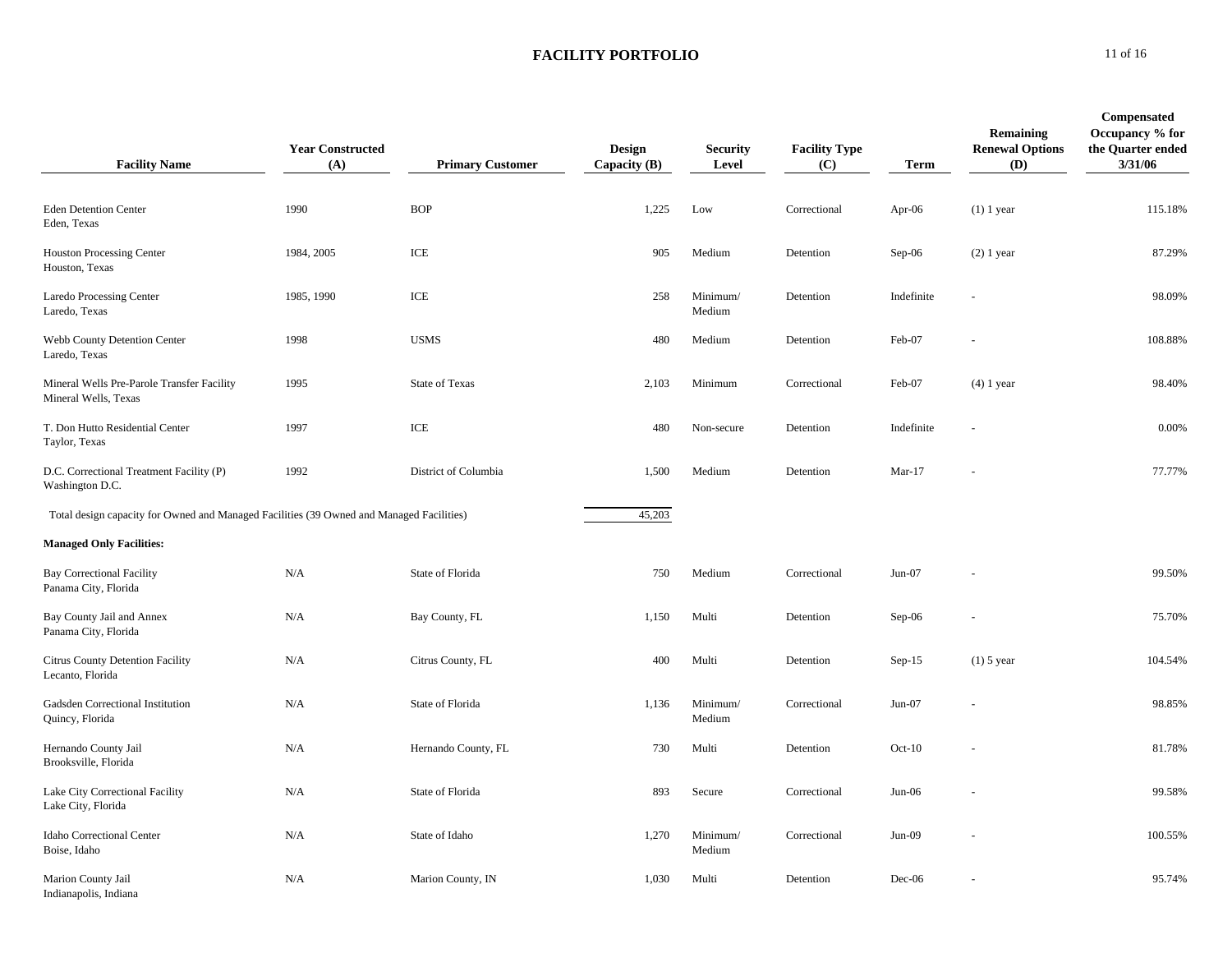# FACILITY PORTFOLIO

| Facility Name | Year Constructed (A) | Primary Customer | Design Capacity (B) | Security Level | Facility Type (C) | Term | Remaining Renewal Options (D) | Compensated Occupancy % for the Quarter ended 3/31/06 |
|---|---|---|---|---|---|---|---|---|
| Eden Detention Center<br>Eden, Texas | 1990 | BOP | 1,225 | Low | Correctional | Apr-06 | (1) 1 year | 115.18% |
| Houston Processing Center<br>Houston, Texas | 1984, 2005 | ICE | 905 | Medium | Detention | Sep-06 | (2) 1 year | 87.29% |
| Laredo Processing Center<br>Laredo, Texas | 1985, 1990 | ICE | 258 | Minimum/ Medium | Detention | Indefinite | - | 98.09% |
| Webb County Detention Center<br>Laredo, Texas | 1998 | USMS | 480 | Medium | Detention | Feb-07 | - | 108.88% |
| Mineral Wells Pre-Parole Transfer Facility<br>Mineral Wells, Texas | 1995 | State of Texas | 2,103 | Minimum | Correctional | Feb-07 | (4) 1 year | 98.40% |
| T. Don Hutto Residential Center<br>Taylor, Texas | 1997 | ICE | 480 | Non-secure | Detention | Indefinite | - | 0.00% |
| D.C. Correctional Treatment Facility (P)<br>Washington D.C. | 1992 | District of Columbia | 1,500 | Medium | Detention | Mar-17 | - | 77.77% |
| Total design capacity for Owned and Managed Facilities (39 Owned and Managed Facilities) | | | 45,203 | | | | | |
| **Managed Only Facilities:** | | | | | | | | |
| Bay Correctional Facility<br>Panama City, Florida | N/A | State of Florida | 750 | Medium | Correctional | Jun-07 | - | 99.50% |
| Bay County Jail and Annex<br>Panama City, Florida | N/A | Bay County, FL | 1,150 | Multi | Detention | Sep-06 | - | 75.70% |
| Citrus County Detention Facility<br>Lecanto, Florida | N/A | Citrus County, FL | 400 | Multi | Detention | Sep-15 | (1) 5 year | 104.54% |
| Gadsden Correctional Institution<br>Quincy, Florida | N/A | State of Florida | 1,136 | Minimum/ Medium | Correctional | Jun-07 | - | 98.85% |
| Hernando County Jail<br>Brooksville, Florida | N/A | Hernando County, FL | 730 | Multi | Detention | Oct-10 | - | 81.78% |
| Lake City Correctional Facility<br>Lake City, Florida | N/A | State of Florida | 893 | Secure | Correctional | Jun-06 | - | 99.58% |
| Idaho Correctional Center<br>Boise, Idaho | N/A | State of Idaho | 1,270 | Minimum/ Medium | Correctional | Jun-09 | - | 100.55% |
| Marion County Jail<br>Indianapolis, Indiana | N/A | Marion County, IN | 1,030 | Multi | Detention | Dec-06 | - | 95.74% |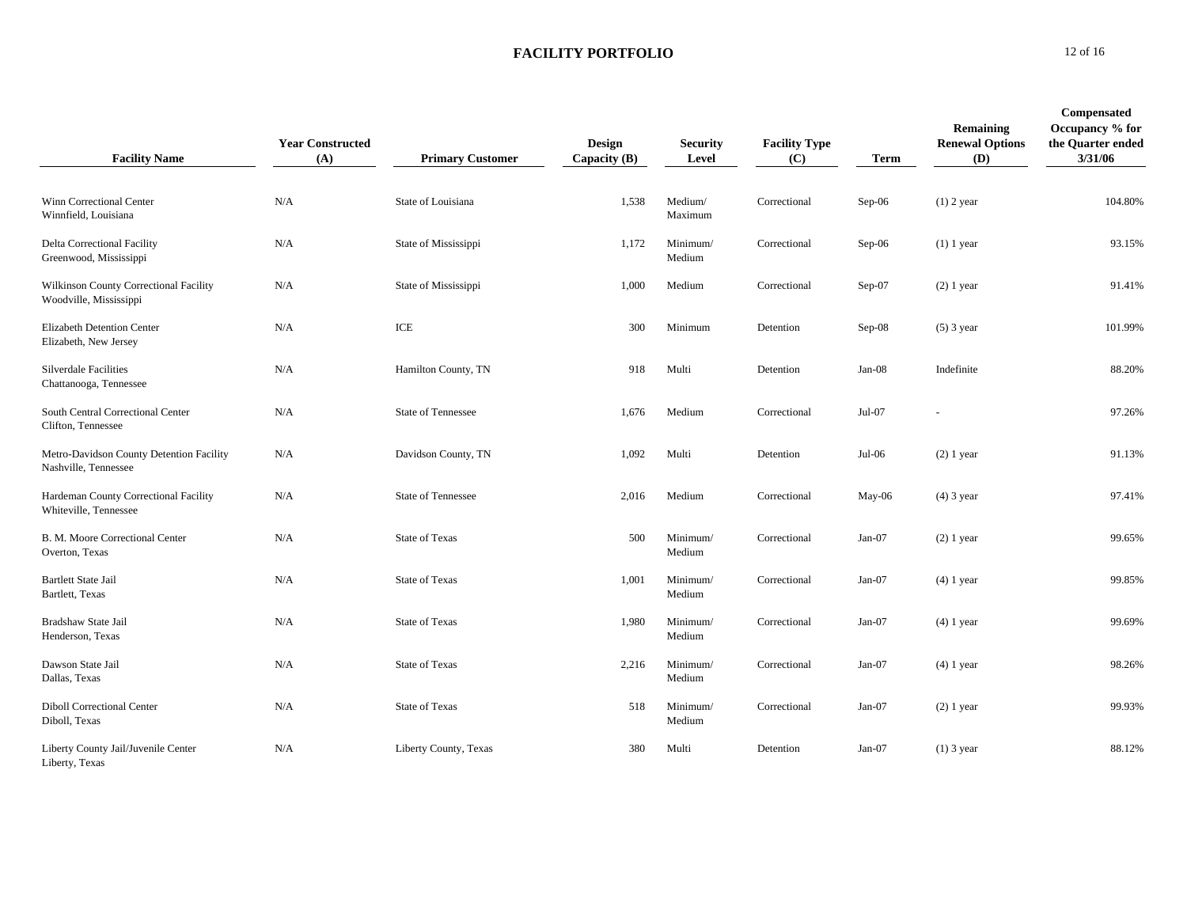## FACILITY PORTFOLIO

| Facility Name | Year Constructed (A) | Primary Customer | Design Capacity (B) | Security Level | Facility Type (C) | Term | Remaining Renewal Options (D) | Compensated Occupancy % for the Quarter ended 3/31/06 |
|---|---|---|---|---|---|---|---|---|
| Winn Correctional Center<br>Winnfield, Louisiana | N/A | State of Louisiana | 1,538 | Medium/ Maximum | Correctional | Sep-06 | (1) 2 year | 104.80% |
| Delta Correctional Facility<br>Greenwood, Mississippi | N/A | State of Mississippi | 1,172 | Minimum/ Medium | Correctional | Sep-06 | (1) 1 year | 93.15% |
| Wilkinson County Correctional Facility<br>Woodville, Mississippi | N/A | State of Mississippi | 1,000 | Medium | Correctional | Sep-07 | (2) 1 year | 91.41% |
| Elizabeth Detention Center<br>Elizabeth, New Jersey | N/A | ICE | 300 | Minimum | Detention | Sep-08 | (5) 3 year | 101.99% |
| Silverdale Facilities<br>Chattanooga, Tennessee | N/A | Hamilton County, TN | 918 | Multi | Detention | Jan-08 | Indefinite | 88.20% |
| South Central Correctional Center<br>Clifton, Tennessee | N/A | State of Tennessee | 1,676 | Medium | Correctional | Jul-07 | - | 97.26% |
| Metro-Davidson County Detention Facility<br>Nashville, Tennessee | N/A | Davidson County, TN | 1,092 | Multi | Detention | Jul-06 | (2) 1 year | 91.13% |
| Hardeman County Correctional Facility<br>Whiteville, Tennessee | N/A | State of Tennessee | 2,016 | Medium | Correctional | May-06 | (4) 3 year | 97.41% |
| B. M. Moore Correctional Center<br>Overton, Texas | N/A | State of Texas | 500 | Minimum/ Medium | Correctional | Jan-07 | (2) 1 year | 99.65% |
| Bartlett State Jail<br>Bartlett, Texas | N/A | State of Texas | 1,001 | Minimum/ Medium | Correctional | Jan-07 | (4) 1 year | 99.85% |
| Bradshaw State Jail<br>Henderson, Texas | N/A | State of Texas | 1,980 | Minimum/ Medium | Correctional | Jan-07 | (4) 1 year | 99.69% |
| Dawson State Jail<br>Dallas, Texas | N/A | State of Texas | 2,216 | Minimum/ Medium | Correctional | Jan-07 | (4) 1 year | 98.26% |
| Diboll Correctional Center<br>Diboll, Texas | N/A | State of Texas | 518 | Minimum/ Medium | Correctional | Jan-07 | (2) 1 year | 99.93% |
| Liberty County Jail/Juvenile Center<br>Liberty, Texas | N/A | Liberty County, Texas | 380 | Multi | Detention | Jan-07 | (1) 3 year | 88.12% |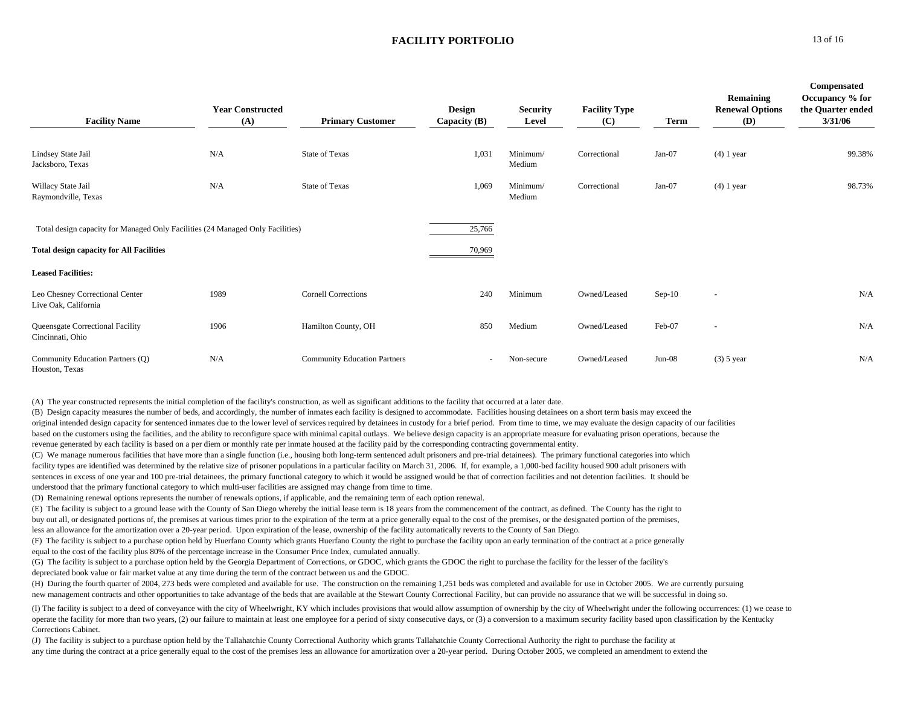## FACILITY PORTFOLIO

| Facility Name | Year Constructed (A) | Primary Customer | Design Capacity (B) | Security Level | Facility Type (C) | Term | Remaining Renewal Options (D) | Compensated Occupancy % for the Quarter ended 3/31/06 |
|---|---|---|---|---|---|---|---|---|
| Lindsey State Jail<br>Jacksboro, Texas | N/A | State of Texas | 1,031 | Minimum/ Medium | Correctional | Jan-07 | (4) 1 year | 99.38% |
| Willacy State Jail<br>Raymondville, Texas | N/A | State of Texas | 1,069 | Minimum/ Medium | Correctional | Jan-07 | (4) 1 year | 98.73% |
| Total design capacity for Managed Only Facilities (24 Managed Only Facilities) | | | 25,766 | | | | | |
| **Total design capacity for All Facilities** | | | 70,969 | | | | | |
| **Leased Facilities:** | | | | | | | | |
| Leo Chesney Correctional Center<br>Live Oak, California | 1989 | Cornell Corrections | 240 | Minimum | Owned/Leased | Sep-10 | - | N/A |
| Queensgate Correctional Facility<br>Cincinnati, Ohio | 1906 | Hamilton County, OH | 850 | Medium | Owned/Leased | Feb-07 | - | N/A |
| Community Education Partners (Q)<br>Houston, Texas | N/A | Community Education Partners | - | Non-secure | Owned/Leased | Jun-08 | (3) 5 year | N/A |

(A) The year constructed represents the initial completion of the facility's construction, as well as significant additions to the facility that occurred at a later date.

(B) Design capacity measures the number of beds, and accordingly, the number of inmates each facility is designed to accommodate. Facilities housing detainees on a short term basis may exceed the original intended design capacity for sentenced inmates due to the lower level of services required by detainees in custody for a brief period. From time to time, we may evaluate the design capacity of our facilities based on the customers using the facilities, and the ability to reconfigure space with minimal capital outlays. We believe design capacity is an appropriate measure for evaluating prison operations, because the revenue generated by each facility is based on a per diem or monthly rate per inmate housed at the facility paid by the corresponding contracting governmental entity.

(C) We manage numerous facilities that have more than a single function (i.e., housing both long-term sentenced adult prisoners and pre-trial detainees). The primary functional categories into which facility types are identified was determined by the relative size of prisoner populations in a particular facility on March 31, 2006. If, for example, a 1,000-bed facility housed 900 adult prisoners with sentences in excess of one year and 100 pre-trial detainees, the primary functional category to which it would be assigned would be that of correction facilities and not detention facilities. It should be understood that the primary functional category to which multi-user facilities are assigned may change from time to time.

(D) Remaining renewal options represents the number of renewals options, if applicable, and the remaining term of each option renewal.

(E) The facility is subject to a ground lease with the County of San Diego whereby the initial lease term is 18 years from the commencement of the contract, as defined. The County has the right to buy out all, or designated portions of, the premises at various times prior to the expiration of the term at a price generally equal to the cost of the premises, or the designated portion of the premises, less an allowance for the amortization over a 20-year period. Upon expiration of the lease, ownership of the facility automatically reverts to the County of San Diego.

(F) The facility is subject to a purchase option held by Huerfano County which grants Huerfano County the right to purchase the facility upon an early termination of the contract at a price generally equal to the cost of the facility plus 80% of the percentage increase in the Consumer Price Index, cumulated annually.

(G) The facility is subject to a purchase option held by the Georgia Department of Corrections, or GDOC, which grants the GDOC the right to purchase the facility for the lesser of the facility's depreciated book value or fair market value at any time during the term of the contract between us and the GDOC.

(H) During the fourth quarter of 2004, 273 beds were completed and available for use. The construction on the remaining 1,251 beds was completed and available for use in October 2005. We are currently pursuing new management contracts and other opportunities to take advantage of the beds that are available at the Stewart County Correctional Facility, but can provide no assurance that we will be successful in doing so.

(I) The facility is subject to a deed of conveyance with the city of Wheelwright, KY which includes provisions that would allow assumption of ownership by the city of Wheelwright under the following occurrences: (1) we cease to operate the facility for more than two years, (2) our failure to maintain at least one employee for a period of sixty consecutive days, or (3) a conversion to a maximum security facility based upon classification by the Kentucky Corrections Cabinet.

(J) The facility is subject to a purchase option held by the Tallahatchie County Correctional Authority which grants Tallahatchie County Correctional Authority the right to purchase the facility at any time during the contract at a price generally equal to the cost of the premises less an allowance for amortization over a 20-year period. During October 2005, we completed an amendment to extend the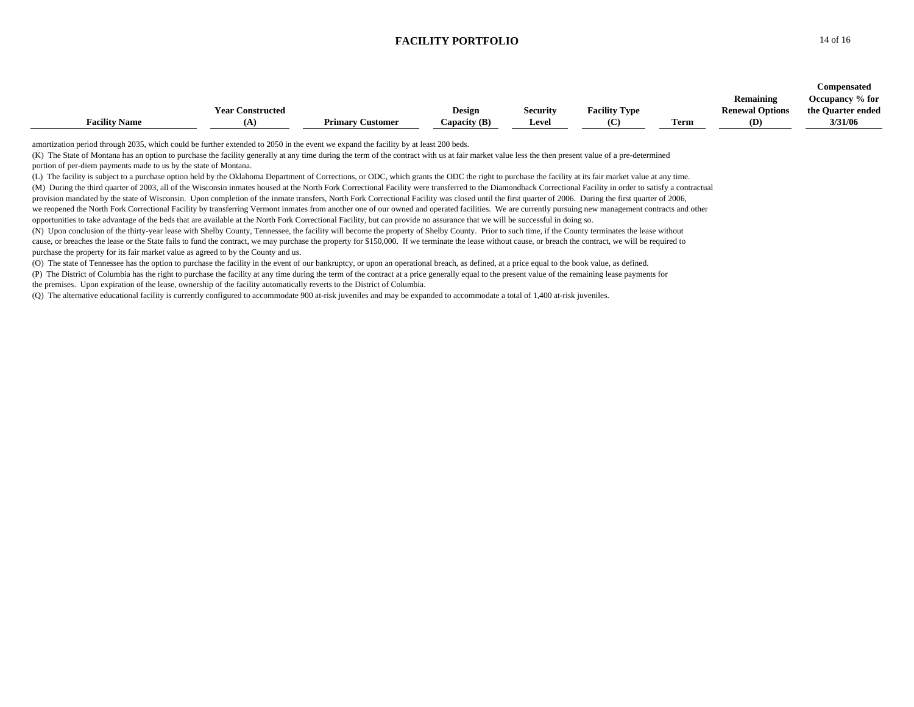## FACILITY PORTFOLIO

| Facility Name | Year Constructed (A) | Primary Customer | Design Capacity (B) | Security Level | Facility Type (C) | Term | Remaining Renewal Options (D) | Compensated Occupancy % for the Quarter ended 3/31/06 |
|---|---|---|---|---|---|---|---|---|

amortization period through 2035, which could be further extended to 2050 in the event we expand the facility by at least 200 beds.

(K) The State of Montana has an option to purchase the facility generally at any time during the term of the contract with us at fair market value less the then present value of a pre-determined portion of per-diem payments made to us by the state of Montana.

(L) The facility is subject to a purchase option held by the Oklahoma Department of Corrections, or ODC, which grants the ODC the right to purchase the facility at its fair market value at any time.

(M) During the third quarter of 2003, all of the Wisconsin inmates housed at the North Fork Correctional Facility were transferred to the Diamondback Correctional Facility in order to satisfy a contractual provision mandated by the state of Wisconsin. Upon completion of the inmate transfers, North Fork Correctional Facility was closed until the first quarter of 2006. During the first quarter of 2006, we reopened the North Fork Correctional Facility by transferring Vermont inmates from another one of our owned and operated facilities. We are currently pursuing new management contracts and other opportunities to take advantage of the beds that are available at the North Fork Correctional Facility, but can provide no assurance that we will be successful in doing so.

(N) Upon conclusion of the thirty-year lease with Shelby County, Tennessee, the facility will become the property of Shelby County. Prior to such time, if the County terminates the lease without cause, or breaches the lease or the State fails to fund the contract, we may purchase the property for $150,000. If we terminate the lease without cause, or breach the contract, we will be required to purchase the property for its fair market value as agreed to by the County and us.

(O) The state of Tennessee has the option to purchase the facility in the event of our bankruptcy, or upon an operational breach, as defined, at a price equal to the book value, as defined.

(P) The District of Columbia has the right to purchase the facility at any time during the term of the contract at a price generally equal to the present value of the remaining lease payments for the premises. Upon expiration of the lease, ownership of the facility automatically reverts to the District of Columbia.

(Q) The alternative educational facility is currently configured to accommodate 900 at-risk juveniles and may be expanded to accommodate a total of 1,400 at-risk juveniles.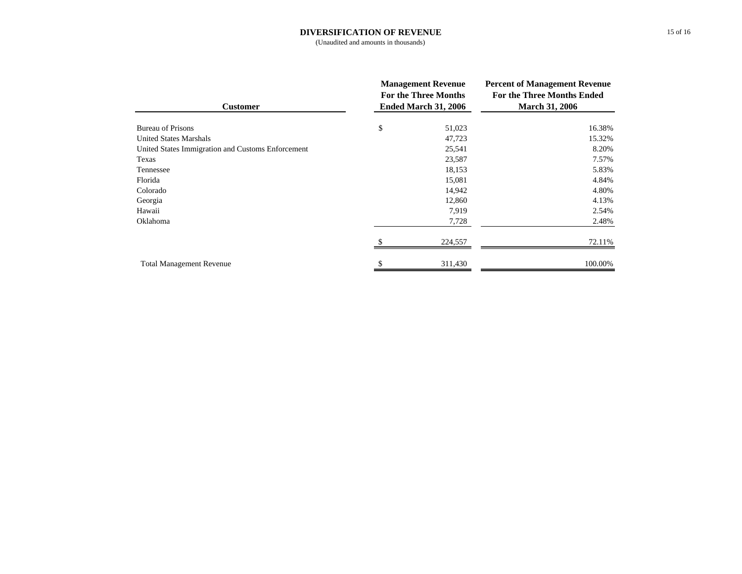# DIVERSIFICATION OF REVENUE

(Unaudited and amounts in thousands)

| Customer | Management Revenue For the Three Months Ended March 31, 2006 | Percent of Management Revenue For the Three Months Ended March 31, 2006 |
|---|---|---|
| Bureau of Prisons | $ 51,023 | 16.38% |
| United States Marshals | 47,723 | 15.32% |
| United States Immigration and Customs Enforcement | 25,541 | 8.20% |
| Texas | 23,587 | 7.57% |
| Tennessee | 18,153 | 5.83% |
| Florida | 15,081 | 4.84% |
| Colorado | 14,942 | 4.80% |
| Georgia | 12,860 | 4.13% |
| Hawaii | 7,919 | 2.54% |
| Oklahoma | 7,728 | 2.48% |
| | $ 224,557 | 72.11% |
| Total Management Revenue | $ 311,430 | 100.00% |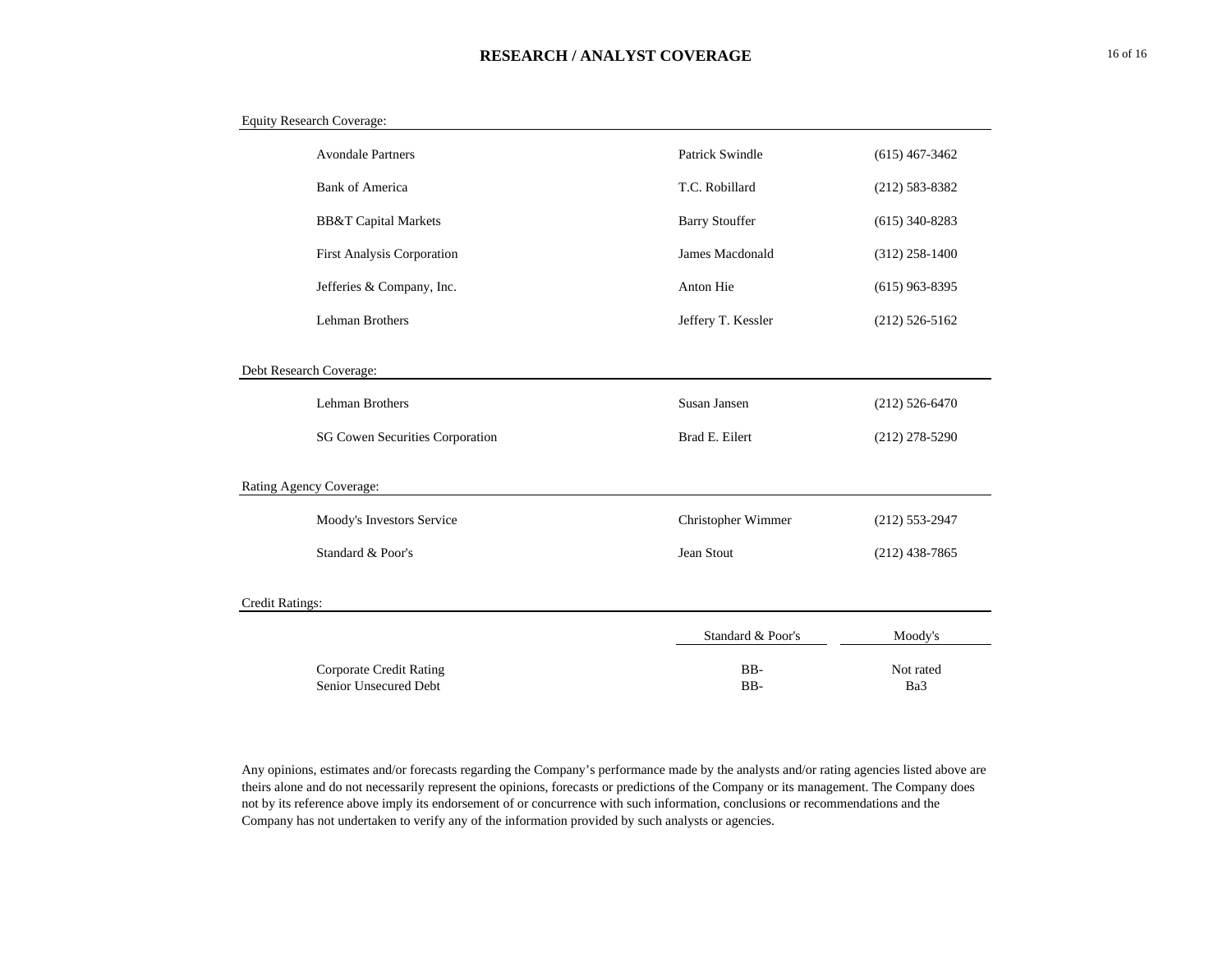# RESEARCH / ANALYST COVERAGE

## Equity Research Coverage:

| | | |
|---|---|---|
| Avondale Partners | Patrick Swindle | (615) 467-3462 |
| Bank of America | T.C. Robillard | (212) 583-8382 |
| BB&T Capital Markets | Barry Stouffer | (615) 340-8283 |
| First Analysis Corporation | James Macdonald | (312) 258-1400 |
| Jefferies & Company, Inc. | Anton Hie | (615) 963-8395 |
| Lehman Brothers | Jeffery T. Kessler | (212) 526-5162 |

## Debt Research Coverage:

| | | |
|---|---|---|
| Lehman Brothers | Susan Jansen | (212) 526-6470 |
| SG Cowen Securities Corporation | Brad E. Eilert | (212) 278-5290 |

## Rating Agency Coverage:

| | | |
|---|---|---|
| Moody's Investors Service | Christopher Wimmer | (212) 553-2947 |
| Standard & Poor's | Jean Stout | (212) 438-7865 |

## Credit Ratings:

| | Standard & Poor's | Moody's |
|---|---|---|
| Corporate Credit Rating | BB- | Not rated |
| Senior Unsecured Debt | BB- | Ba3 |

Any opinions, estimates and/or forecasts regarding the Company's performance made by the analysts and/or rating agencies listed above are theirs alone and do not necessarily represent the opinions, forecasts or predictions of the Company or its management. The Company does not by its reference above imply its endorsement of or concurrence with such information, conclusions or recommendations and the Company has not undertaken to verify any of the information provided by such analysts or agencies.